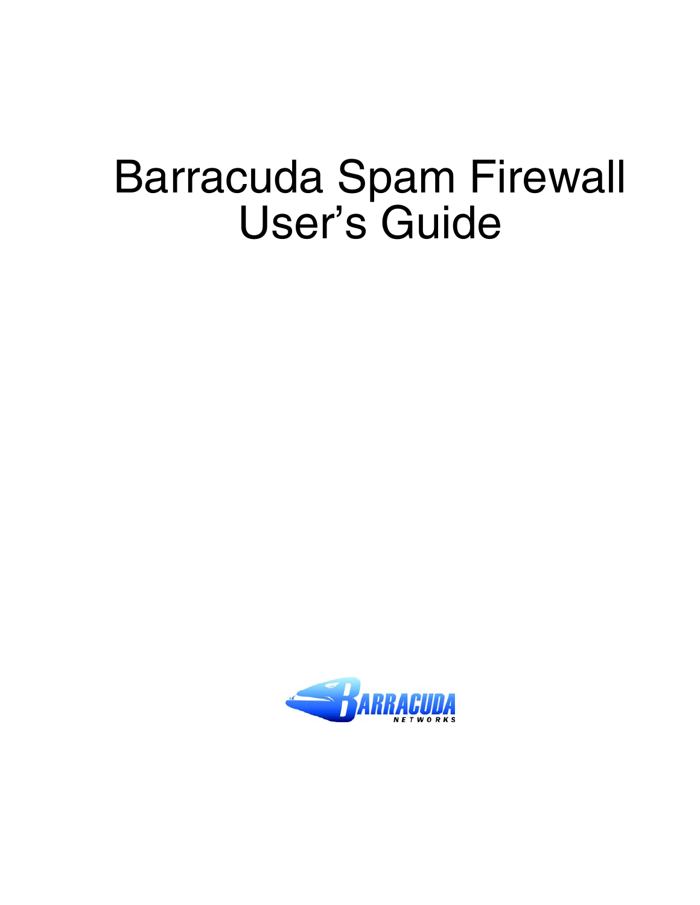# Barracuda Spam Firewall User's Guide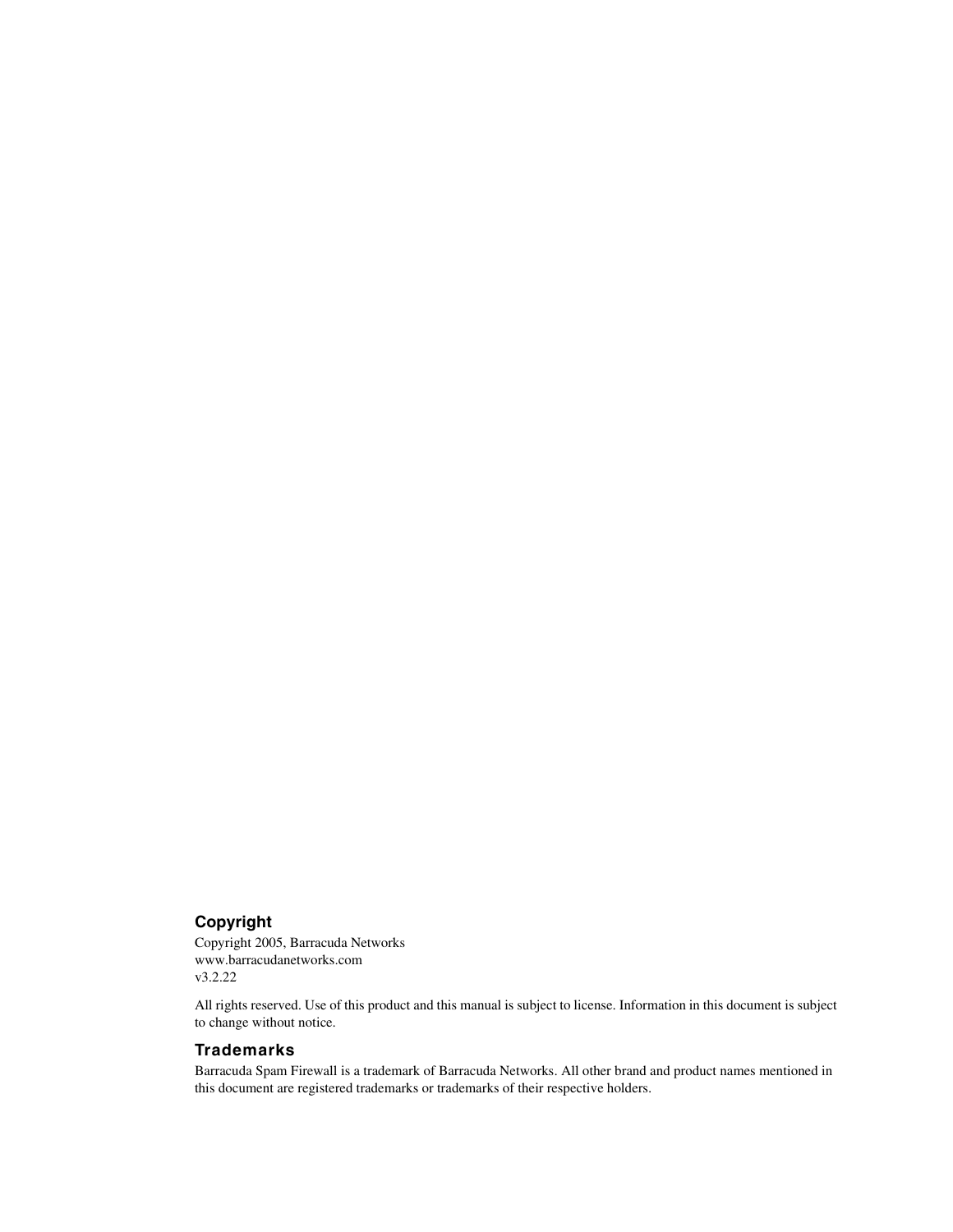## Copyright

Copyright 2005, Barracuda Networks
www.barracudanetworks.com
v3.2.22

All rights reserved. Use of this product and this manual is subject to license. Information in this document is subject to change without notice.

## Trademarks

Barracuda Spam Firewall is a trademark of Barracuda Networks. All other brand and product names mentioned in this document are registered trademarks or trademarks of their respective holders.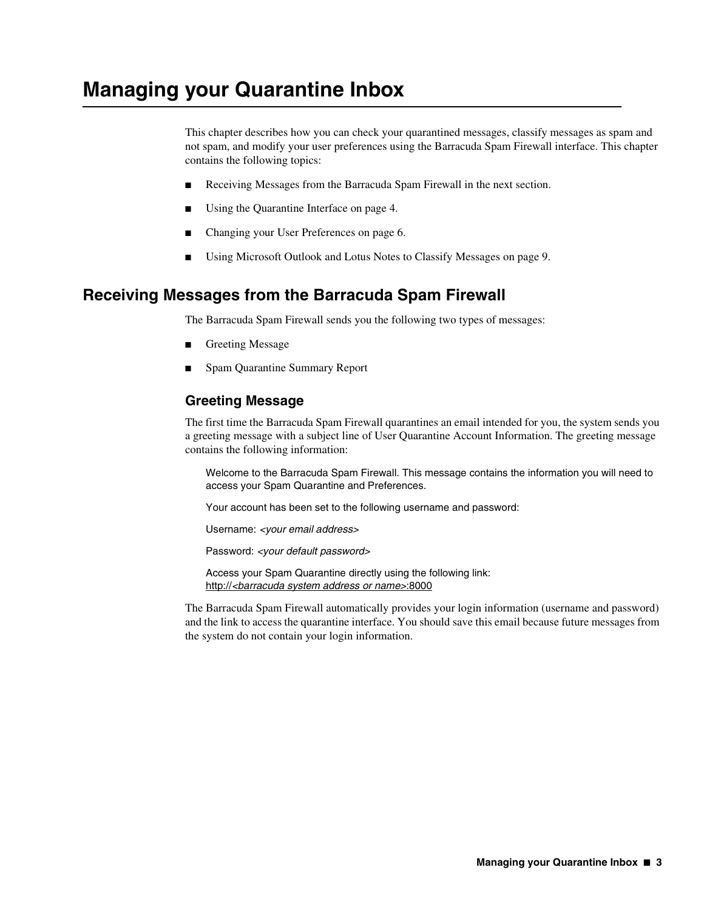# Managing your Quarantine Inbox

This chapter describes how you can check your quarantined messages, classify messages as spam and not spam, and modify your user preferences using the Barracuda Spam Firewall interface. This chapter contains the following topics:

- Receiving Messages from the Barracuda Spam Firewall in the next section.
- Using the Quarantine Interface on page 4.
- Changing your User Preferences on page 6.
- Using Microsoft Outlook and Lotus Notes to Classify Messages on page 9.

## Receiving Messages from the Barracuda Spam Firewall

The Barracuda Spam Firewall sends you the following two types of messages:

- Greeting Message
- Spam Quarantine Summary Report

### Greeting Message

The first time the Barracuda Spam Firewall quarantines an email intended for you, the system sends you a greeting message with a subject line of User Quarantine Account Information. The greeting message contains the following information:

> Welcome to the Barracuda Spam Firewall. This message contains the information you will need to access your Spam Quarantine and Preferences.
>
> Your account has been set to the following username and password:
>
> Username: *<your email address>*
>
> Password: *<your default password>*
>
> Access your Spam Quarantine directly using the following link:
> http://*<barracuda system address or name>*:8000

The Barracuda Spam Firewall automatically provides your login information (username and password) and the link to access the quarantine interface. You should save this email because future messages from the system do not contain your login information.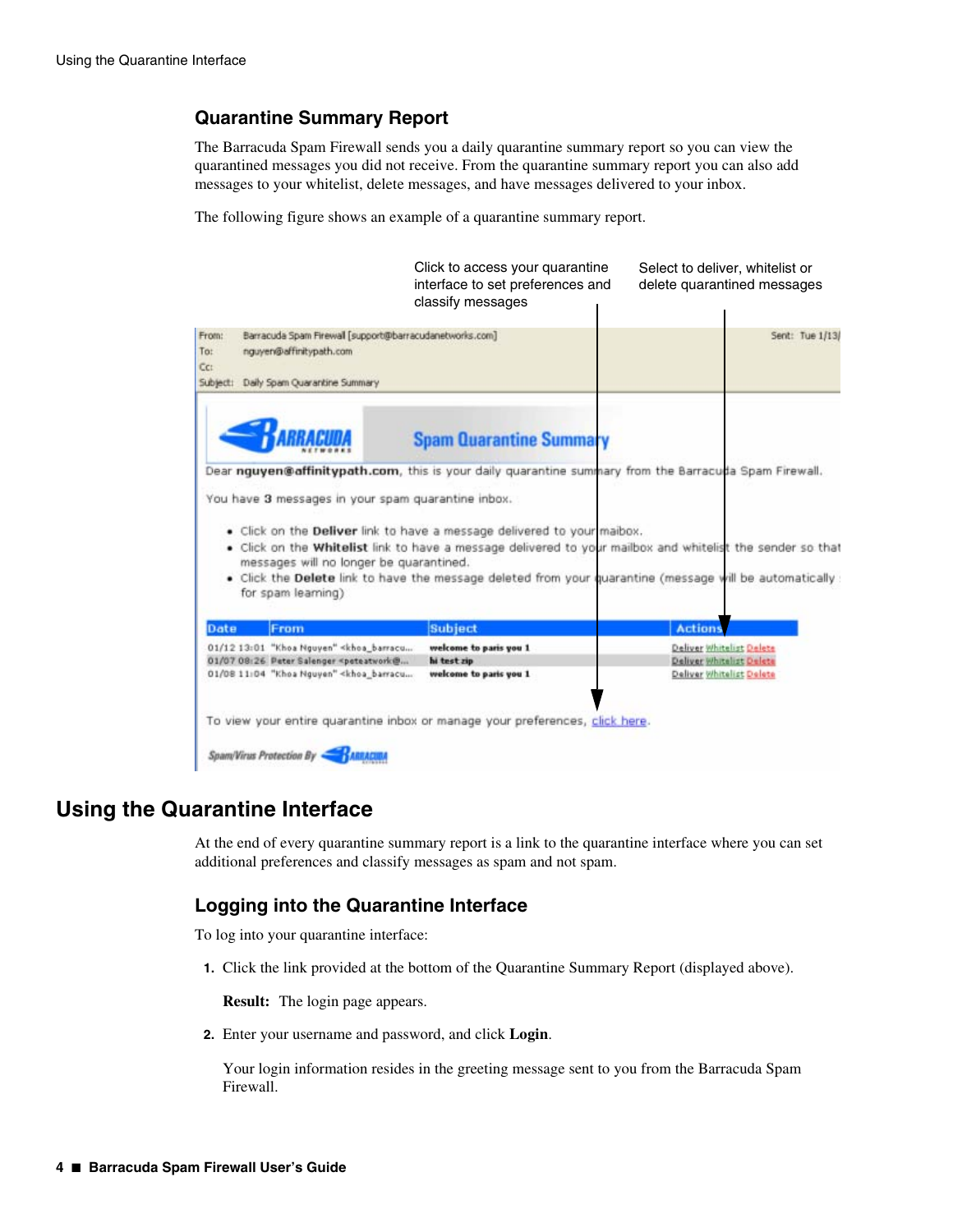## Quarantine Summary Report

The Barracuda Spam Firewall sends you a daily quarantine summary report so you can view the quarantined messages you did not receive. From the quarantine summary report you can also add messages to your whitelist, delete messages, and have messages delivered to your inbox.

The following figure shows an example of a quarantine summary report.

Click to access your quarantine interface to set preferences and classify messages

Select to deliver, whitelist or delete quarantined messages

From: Barracuda Spam Firewall [support@barracudanetworks.com]
To: nguyen@affinitypath.com
Cc:
Subject: Daily Spam Quarantine Summary
Sent: Tue 1/13/

Spam Quarantine Summary

Dear **nguyen@affinitypath.com**, this is your daily quarantine summary from the Barracuda Spam Firewall.

You have **3** messages in your spam quarantine inbox.

- Click on the **Deliver** link to have a message delivered to your maibox.
- Click on the **Whitelist** link to have a message delivered to your mailbox and whitelist the sender so that messages will no longer be quarantined.
- Click the **Delete** link to have the message deleted from your quarantine (message will be automatically for spam learning)

| Date | From | Subject | Actions |
|---|---|---|---|
| 01/12 13:01 | "Khoa Nguyen" <khoa_barracu... | welcome to paris you 1 | Deliver Whitelist Delete |
| 01/07 08:26 | Peter Salenger <peteatwork@... | hi test zip | Deliver Whitelist Delete |
| 01/08 11:04 | "Khoa Nguyen" <khoa_barracu... | welcome to paris you 1 | Deliver Whitelist Delete |

To view your entire quarantine inbox or manage your preferences, click here.

Spam/Virus Protection By Barracuda

# Using the Quarantine Interface

At the end of every quarantine summary report is a link to the quarantine interface where you can set additional preferences and classify messages as spam and not spam.

## Logging into the Quarantine Interface

To log into your quarantine interface:

1. Click the link provided at the bottom of the Quarantine Summary Report (displayed above).

   **Result:** The login page appears.

2. Enter your username and password, and click **Login**.

   Your login information resides in the greeting message sent to you from the Barracuda Spam Firewall.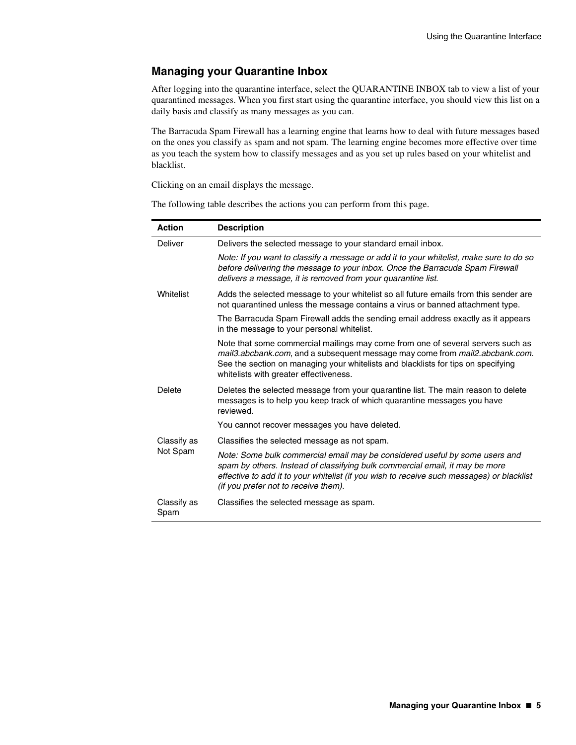## Managing your Quarantine Inbox

After logging into the quarantine interface, select the QUARANTINE INBOX tab to view a list of your quarantined messages. When you first start using the quarantine interface, you should view this list on a daily basis and classify as many messages as you can.

The Barracuda Spam Firewall has a learning engine that learns how to deal with future messages based on the ones you classify as spam and not spam. The learning engine becomes more effective over time as you teach the system how to classify messages and as you set up rules based on your whitelist and blacklist.

Clicking on an email displays the message.

The following table describes the actions you can perform from this page.

| Action | Description |
|---|---|
| Deliver | Delivers the selected message to your standard email inbox.<br>*Note: If you want to classify a message or add it to your whitelist, make sure to do so before delivering the message to your inbox. Once the Barracuda Spam Firewall delivers a message, it is removed from your quarantine list.* |
| Whitelist | Adds the selected message to your whitelist so all future emails from this sender are not quarantined unless the message contains a virus or banned attachment type.<br>The Barracuda Spam Firewall adds the sending email address exactly as it appears in the message to your personal whitelist.<br>Note that some commercial mailings may come from one of several servers such as *mail3.abcbank.com*, and a subsequent message may come from *mail2.abcbank.com*. See the section on managing your whitelists and blacklists for tips on specifying whitelists with greater effectiveness. |
| Delete | Deletes the selected message from your quarantine list. The main reason to delete messages is to help you keep track of which quarantine messages you have reviewed.<br>You cannot recover messages you have deleted. |
| Classify as Not Spam | Classifies the selected message as not spam.<br>*Note: Some bulk commercial email may be considered useful by some users and spam by others. Instead of classifying bulk commercial email, it may be more effective to add it to your whitelist (if you wish to receive such messages) or blacklist (if you prefer not to receive them).* |
| Classify as Spam | Classifies the selected message as spam. |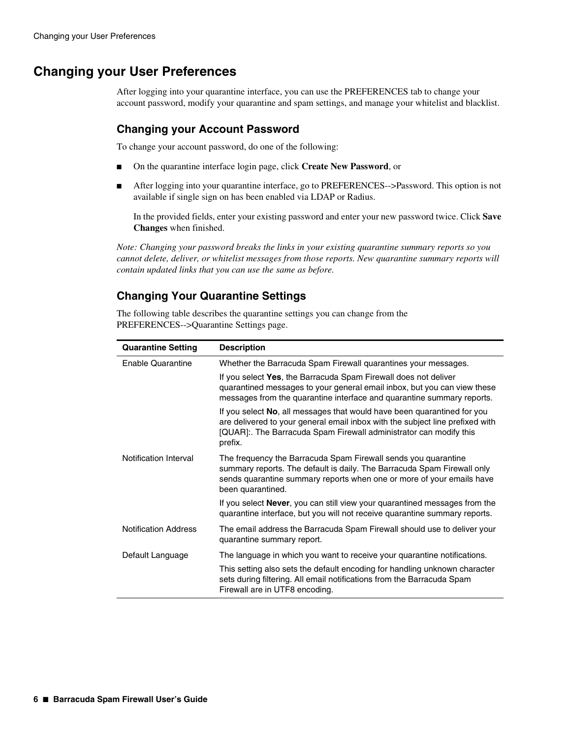## Changing your User Preferences

After logging into your quarantine interface, you can use the PREFERENCES tab to change your account password, modify your quarantine and spam settings, and manage your whitelist and blacklist.

### Changing your Account Password

To change your account password, do one of the following:

- On the quarantine interface login page, click **Create New Password**, or
- After logging into your quarantine interface, go to PREFERENCES-->Password. This option is not available if single sign on has been enabled via LDAP or Radius.

  In the provided fields, enter your existing password and enter your new password twice. Click **Save Changes** when finished.

*Note: Changing your password breaks the links in your existing quarantine summary reports so you cannot delete, deliver, or whitelist messages from those reports. New quarantine summary reports will contain updated links that you can use the same as before.*

### Changing Your Quarantine Settings

The following table describes the quarantine settings you can change from the PREFERENCES-->Quarantine Settings page.

| Quarantine Setting | Description |
|---|---|
| Enable Quarantine | Whether the Barracuda Spam Firewall quarantines your messages.<br><br>If you select **Yes**, the Barracuda Spam Firewall does not deliver quarantined messages to your general email inbox, but you can view these messages from the quarantine interface and quarantine summary reports.<br><br>If you select **No**, all messages that would have been quarantined for you are delivered to your general email inbox with the subject line prefixed with [QUAR]:. The Barracuda Spam Firewall administrator can modify this prefix. |
| Notification Interval | The frequency the Barracuda Spam Firewall sends you quarantine summary reports. The default is daily. The Barracuda Spam Firewall only sends quarantine summary reports when one or more of your emails have been quarantined.<br><br>If you select **Never**, you can still view your quarantined messages from the quarantine interface, but you will not receive quarantine summary reports. |
| Notification Address | The email address the Barracuda Spam Firewall should use to deliver your quarantine summary report. |
| Default Language | The language in which you want to receive your quarantine notifications.<br><br>This setting also sets the default encoding for handling unknown character sets during filtering. All email notifications from the Barracuda Spam Firewall are in UTF8 encoding. |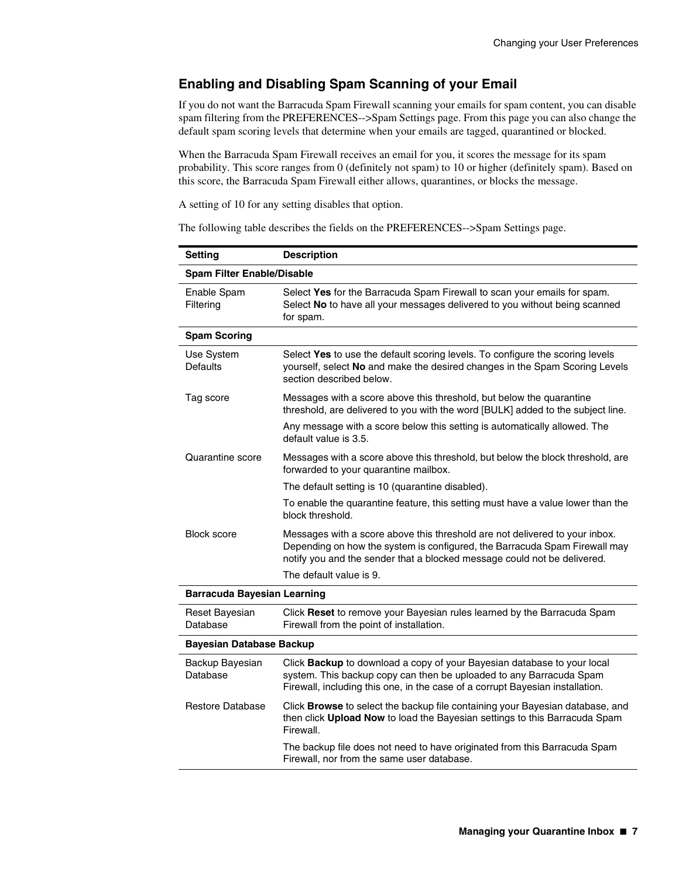## Enabling and Disabling Spam Scanning of your Email

If you do not want the Barracuda Spam Firewall scanning your emails for spam content, you can disable spam filtering from the PREFERENCES-->Spam Settings page. From this page you can also change the default spam scoring levels that determine when your emails are tagged, quarantined or blocked.

When the Barracuda Spam Firewall receives an email for you, it scores the message for its spam probability. This score ranges from 0 (definitely not spam) to 10 or higher (definitely spam). Based on this score, the Barracuda Spam Firewall either allows, quarantines, or blocks the message.

A setting of 10 for any setting disables that option.

The following table describes the fields on the PREFERENCES-->Spam Settings page.

| Setting | Description |
|---|---|
| **Spam Filter Enable/Disable** | |
| Enable Spam Filtering | Select **Yes** for the Barracuda Spam Firewall to scan your emails for spam. Select **No** to have all your messages delivered to you without being scanned for spam. |
| **Spam Scoring** | |
| Use System Defaults | Select **Yes** to use the default scoring levels. To configure the scoring levels yourself, select **No** and make the desired changes in the Spam Scoring Levels section described below. |
| Tag score | Messages with a score above this threshold, but below the quarantine threshold, are delivered to you with the word [BULK] added to the subject line.<br><br>Any message with a score below this setting is automatically allowed. The default value is 3.5. |
| Quarantine score | Messages with a score above this threshold, but below the block threshold, are forwarded to your quarantine mailbox.<br><br>The default setting is 10 (quarantine disabled).<br><br>To enable the quarantine feature, this setting must have a value lower than the block threshold. |
| Block score | Messages with a score above this threshold are not delivered to your inbox. Depending on how the system is configured, the Barracuda Spam Firewall may notify you and the sender that a blocked message could not be delivered.<br><br>The default value is 9. |
| **Barracuda Bayesian Learning** | |
| Reset Bayesian Database | Click **Reset** to remove your Bayesian rules learned by the Barracuda Spam Firewall from the point of installation. |
| **Bayesian Database Backup** | |
| Backup Bayesian Database | Click **Backup** to download a copy of your Bayesian database to your local system. This backup copy can then be uploaded to any Barracuda Spam Firewall, including this one, in the case of a corrupt Bayesian installation. |
| Restore Database | Click **Browse** to select the backup file containing your Bayesian database, and then click **Upload Now** to load the Bayesian settings to this Barracuda Spam Firewall.<br><br>The backup file does not need to have originated from this Barracuda Spam Firewall, nor from the same user database. |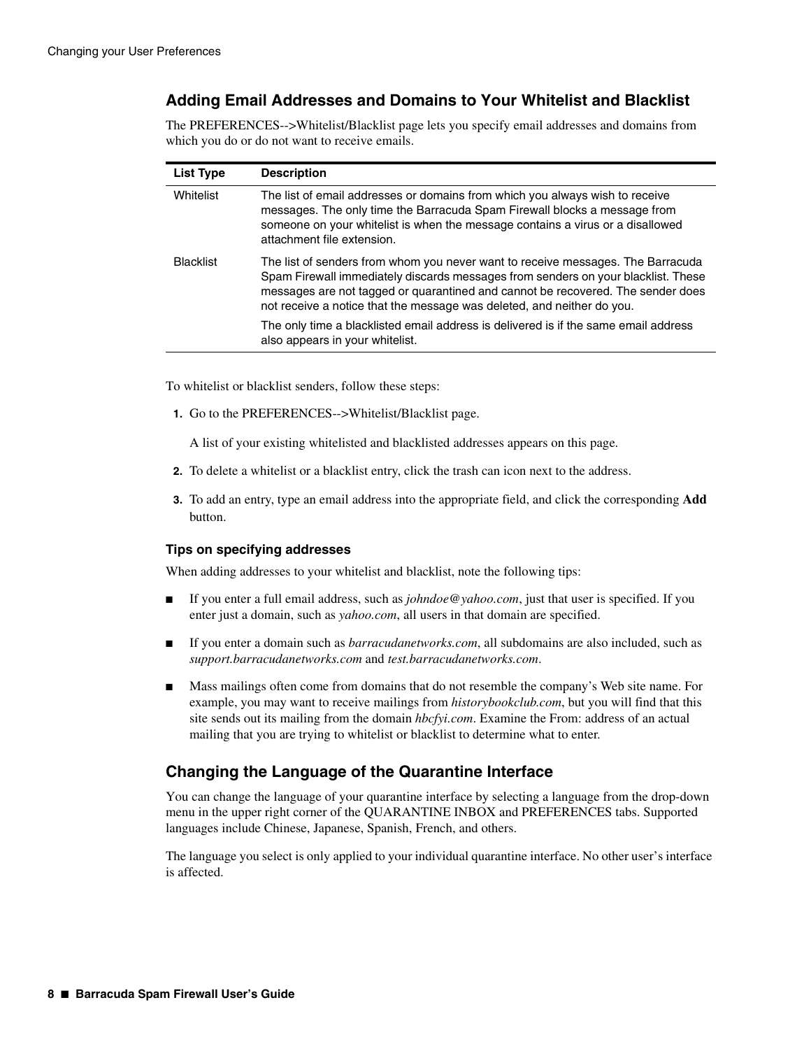## Adding Email Addresses and Domains to Your Whitelist and Blacklist

The PREFERENCES-->Whitelist/Blacklist page lets you specify email addresses and domains from which you do or do not want to receive emails.

| List Type | Description |
|---|---|
| Whitelist | The list of email addresses or domains from which you always wish to receive messages. The only time the Barracuda Spam Firewall blocks a message from someone on your whitelist is when the message contains a virus or a disallowed attachment file extension. |
| Blacklist | The list of senders from whom you never want to receive messages. The Barracuda Spam Firewall immediately discards messages from senders on your blacklist. These messages are not tagged or quarantined and cannot be recovered. The sender does not receive a notice that the message was deleted, and neither do you.<br><br>The only time a blacklisted email address is delivered is if the same email address also appears in your whitelist. |

To whitelist or blacklist senders, follow these steps:

1. Go to the PREFERENCES-->Whitelist/Blacklist page.

   A list of your existing whitelisted and blacklisted addresses appears on this page.

2. To delete a whitelist or a blacklist entry, click the trash can icon next to the address.
3. To add an entry, type an email address into the appropriate field, and click the corresponding **Add** button.

### Tips on specifying addresses

When adding addresses to your whitelist and blacklist, note the following tips:

- If you enter a full email address, such as *johndoe@yahoo.com*, just that user is specified. If you enter just a domain, such as *yahoo.com*, all users in that domain are specified.
- If you enter a domain such as *barracudanetworks.com*, all subdomains are also included, such as *support.barracudanetworks.com* and *test.barracudanetworks.com*.
- Mass mailings often come from domains that do not resemble the company's Web site name. For example, you may want to receive mailings from *historybookclub.com*, but you will find that this site sends out its mailing from the domain *hbcfyi.com*. Examine the From: address of an actual mailing that you are trying to whitelist or blacklist to determine what to enter.

## Changing the Language of the Quarantine Interface

You can change the language of your quarantine interface by selecting a language from the drop-down menu in the upper right corner of the QUARANTINE INBOX and PREFERENCES tabs. Supported languages include Chinese, Japanese, Spanish, French, and others.

The language you select is only applied to your individual quarantine interface. No other user's interface is affected.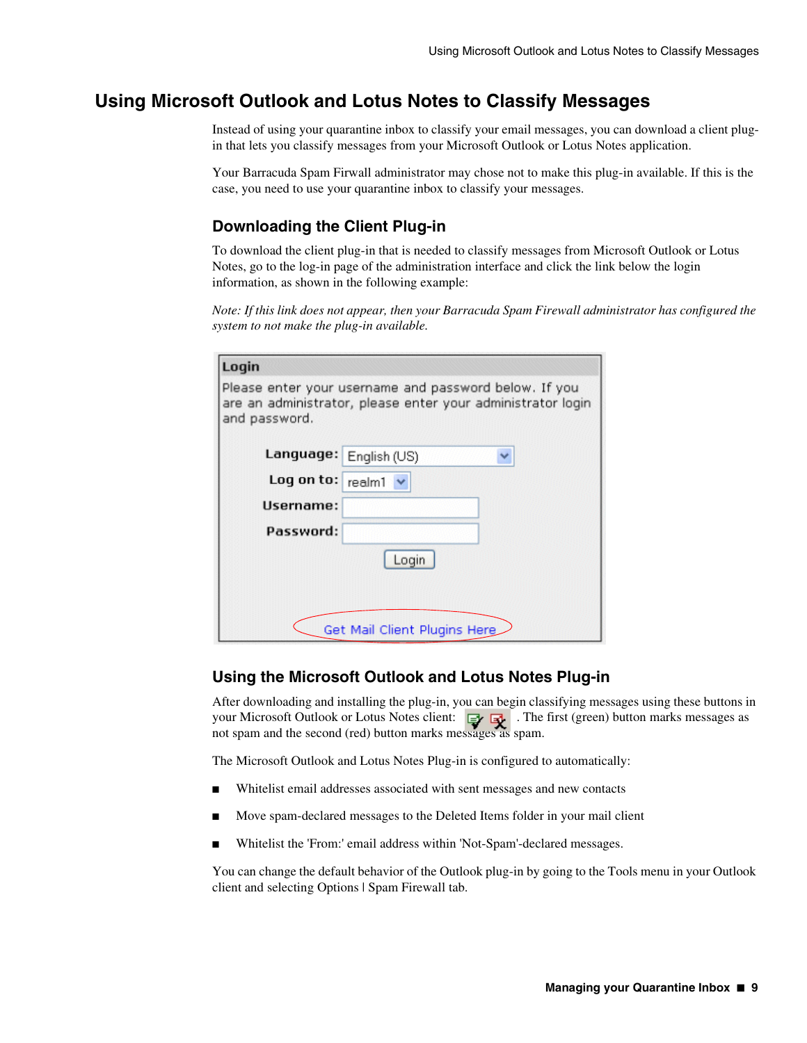# Using Microsoft Outlook and Lotus Notes to Classify Messages

Instead of using your quarantine inbox to classify your email messages, you can download a client plug-in that lets you classify messages from your Microsoft Outlook or Lotus Notes application.

Your Barracuda Spam Firwall administrator may chose not to make this plug-in available. If this is the case, you need to use your quarantine inbox to classify your messages.

## Downloading the Client Plug-in

To download the client plug-in that is needed to classify messages from Microsoft Outlook or Lotus Notes, go to the log-in page of the administration interface and click the link below the login information, as shown in the following example:

*Note: If this link does not appear, then your Barracuda Spam Firewall administrator has configured the system to not make the plug-in available.*

**Login**

Please enter your username and password below. If you are an administrator, please enter your administrator login and password.

**Language:** English (US)

**Log on to:** realm1

**Username:**

**Password:**

Login

Get Mail Client Plugins Here

## Using the Microsoft Outlook and Lotus Notes Plug-in

After downloading and installing the plug-in, you can begin classifying messages using these buttons in your Microsoft Outlook or Lotus Notes client: . The first (green) button marks messages as not spam and the second (red) button marks messages as spam.

The Microsoft Outlook and Lotus Notes Plug-in is configured to automatically:

- Whitelist email addresses associated with sent messages and new contacts
- Move spam-declared messages to the Deleted Items folder in your mail client
- Whitelist the 'From:' email address within 'Not-Spam'-declared messages.

You can change the default behavior of the Outlook plug-in by going to the Tools menu in your Outlook client and selecting Options | Spam Firewall tab.